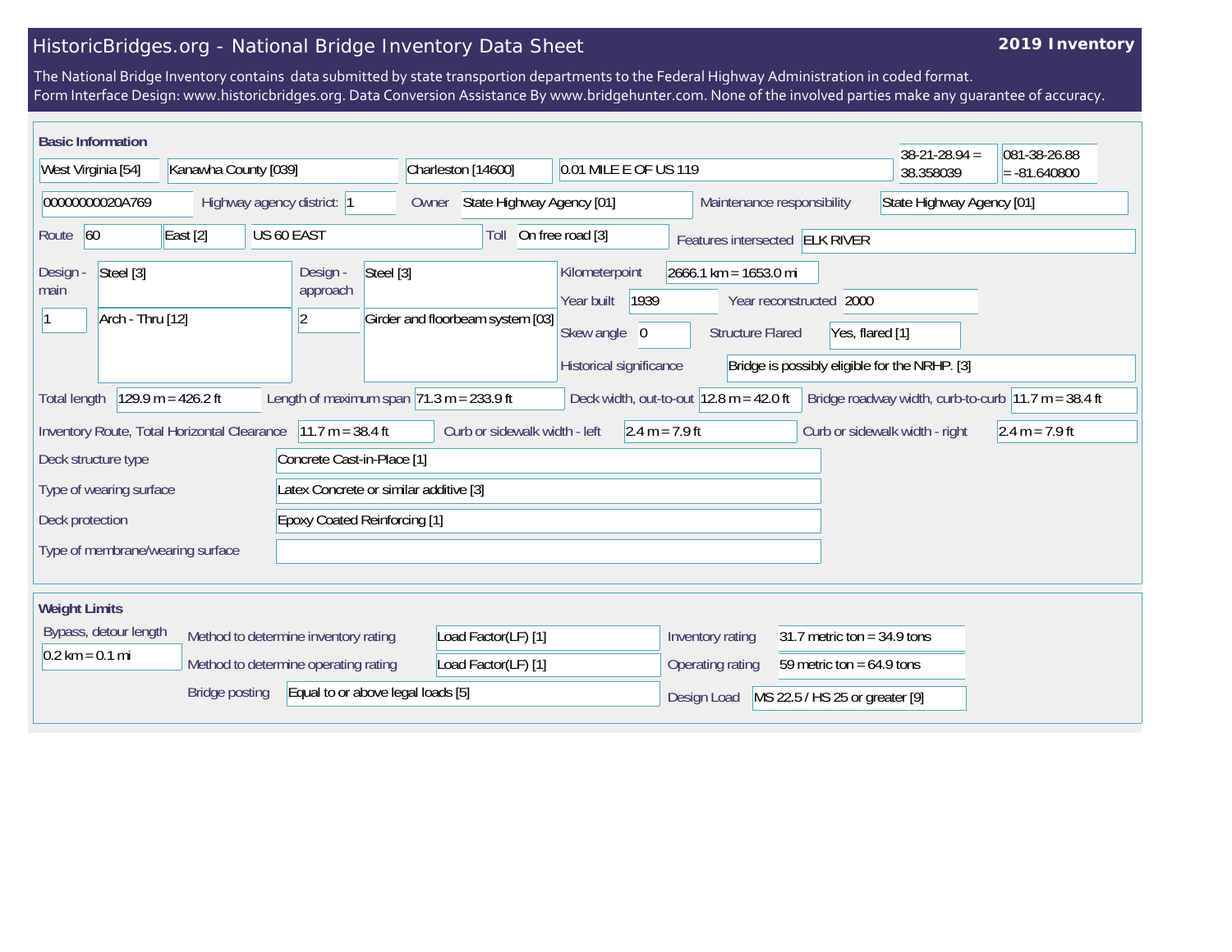# HistoricBridges.org - National Bridge Inventory Data Sheet

**2019 Inventory**

The National Bridge Inventory contains data submitted by state transportion departments to the Federal Highway Administration in coded format.
Form Interface Design: www.historicbridges.org. Data Conversion Assistance By www.bridgehunter.com. None of the involved parties make any guarantee of accuracy.

## Basic Information

| | |
|---|---|
| State | West Virginia [54] |
| County | Kanawha County [039] |
| Place | Charleston [14600] |
| Location | 0.01 MILE E OF US 119 |
| Latitude | 38-21-28.94 = 38.358039 |
| Longitude | 081-38-26.88 = -81.640800 |
| Structure number | 00000000020A769 |
| Highway agency district | 1 |
| Owner | State Highway Agency [01] |
| Maintenance responsibility | State Highway Agency [01] |
| Route | 60 |
| Direction | East [2] |
| Route name | US 60 EAST |
| Toll | On free road [3] |
| Features intersected | ELK RIVER |
| Design - main | Steel [3] |
| Main spans | 1 |
| Main type | Arch - Thru [12] |
| Design - approach | Steel [3] |
| Approach spans | 2 |
| Approach type | Girder and floorbeam system [03] |
| Kilometerpoint | 2666.1 km = 1653.0 mi |
| Year built | 1939 |
| Year reconstructed | 2000 |
| Skew angle | 0 |
| Structure Flared | Yes, flared [1] |
| Historical significance | Bridge is possibly eligible for the NRHP. [3] |
| Total length | 129.9 m = 426.2 ft |
| Length of maximum span | 71.3 m = 233.9 ft |
| Deck width, out-to-out | 12.8 m = 42.0 ft |
| Bridge roadway width, curb-to-curb | 11.7 m = 38.4 ft |
| Inventory Route, Total Horizontal Clearance | 11.7 m = 38.4 ft |
| Curb or sidewalk width - left | 2.4 m = 7.9 ft |
| Curb or sidewalk width - right | 2.4 m = 7.9 ft |
| Deck structure type | Concrete Cast-in-Place [1] |
| Type of wearing surface | Latex Concrete or similar additive [3] |
| Deck protection | Epoxy Coated Reinforcing [1] |
| Type of membrane/wearing surface | |

## Weight Limits

| | |
|---|---|
| Bypass, detour length | 0.2 km = 0.1 mi |
| Method to determine inventory rating | Load Factor(LF) [1] |
| Method to determine operating rating | Load Factor(LF) [1] |
| Bridge posting | Equal to or above legal loads [5] |
| Inventory rating | 31.7 metric ton = 34.9 tons |
| Operating rating | 59 metric ton = 64.9 tons |
| Design Load | MS 22.5 / HS 25 or greater [9] |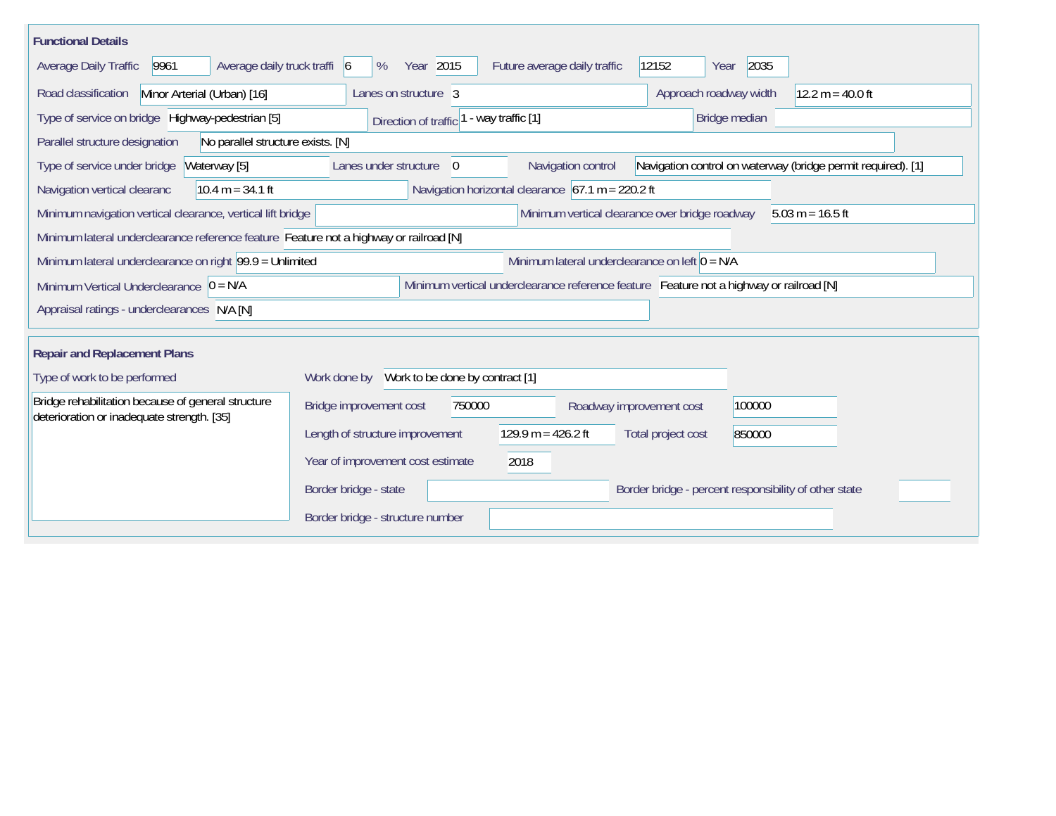## Functional Details

| Field | Value |
|---|---|
| Average Daily Traffic | 9961 |
| Average daily truck traffi | 6 % |
| Year | 2015 |
| Future average daily traffic | 12152 |
| Year | 2035 |
| Road classification | Minor Arterial (Urban) [16] |
| Lanes on structure | 3 |
| Approach roadway width | 12.2 m = 40.0 ft |
| Type of service on bridge | Highway-pedestrian [5] |
| Direction of traffic | 1 - way traffic [1] |
| Bridge median | |
| Parallel structure designation | No parallel structure exists. [N] |
| Type of service under bridge | Waterway [5] |
| Lanes under structure | 0 |
| Navigation control | Navigation control on waterway (bridge permit required). [1] |
| Navigation vertical clearanc | 10.4 m = 34.1 ft |
| Navigation horizontal clearance | 67.1 m = 220.2 ft |
| Minimum navigation vertical clearance, vertical lift bridge | |
| Minimum vertical clearance over bridge roadway | 5.03 m = 16.5 ft |
| Minimum lateral underclearance reference feature | Feature not a highway or railroad [N] |
| Minimum lateral underclearance on right | 99.9 = Unlimited |
| Minimum lateral underclearance on left | 0 = N/A |
| Minimum Vertical Underclearance | 0 = N/A |
| Minimum vertical underclearance reference feature | Feature not a highway or railroad [N] |
| Appraisal ratings - underclearances | N/A [N] |

## Repair and Replacement Plans

| Field | Value |
|---|---|
| Type of work to be performed | Bridge rehabilitation because of general structure deterioration or inadequate strength. [35] |
| Work done by | Work to be done by contract [1] |
| Bridge improvement cost | 750000 |
| Roadway improvement cost | 100000 |
| Length of structure improvement | 129.9 m = 426.2 ft |
| Total project cost | 850000 |
| Year of improvement cost estimate | 2018 |
| Border bridge - state | |
| Border bridge - percent responsibility of other state | |
| Border bridge - structure number | |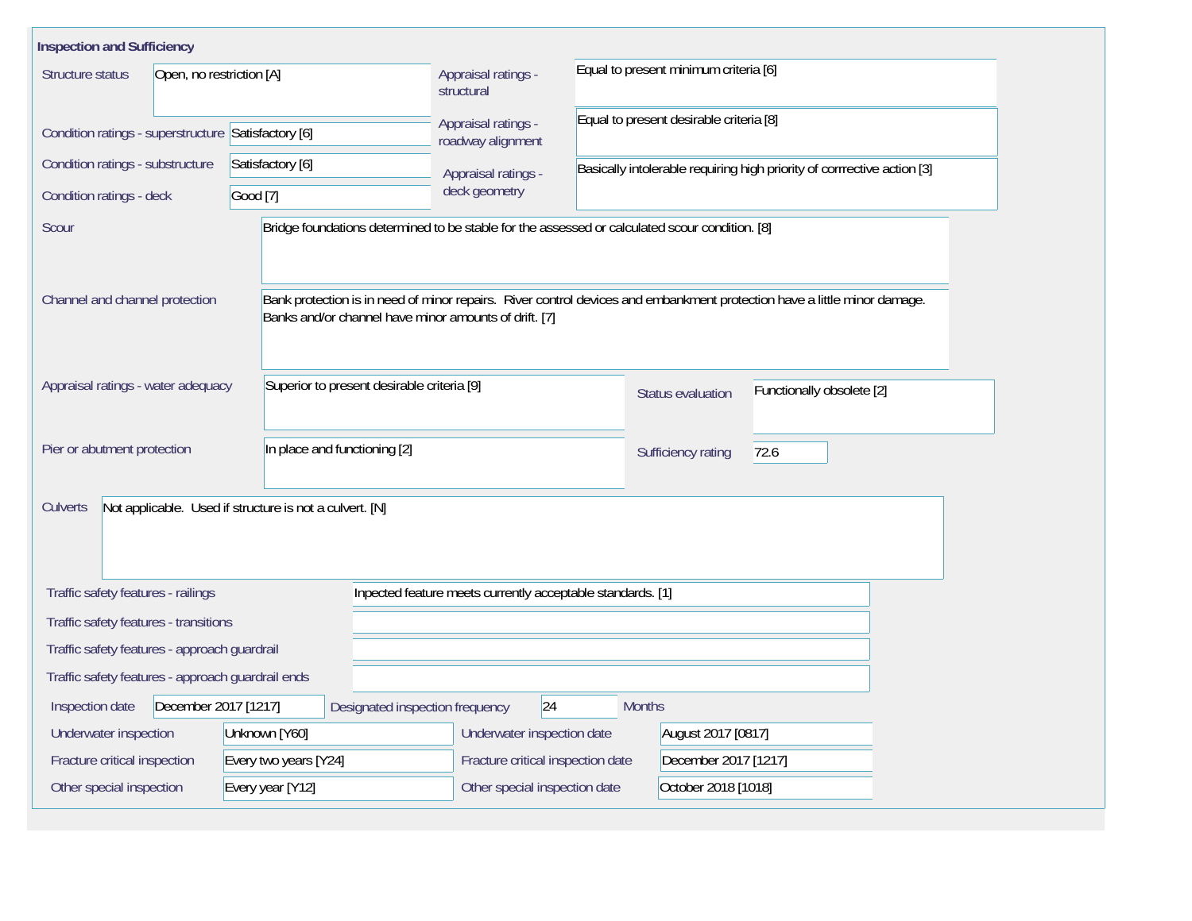## Inspection and Sufficiency

| | |
|---|---|
| Structure status | Open, no restriction [A] |
| Appraisal ratings - structural | Equal to present minimum criteria [6] |
| Condition ratings - superstructure | Satisfactory [6] |
| Appraisal ratings - roadway alignment | Equal to present desirable criteria [8] |
| Condition ratings - substructure | Satisfactory [6] |
| Appraisal ratings - deck geometry | Basically intolerable requiring high priority of corrrective action [3] |
| Condition ratings - deck | Good [7] |
| Scour | Bridge foundations determined to be stable for the assessed or calculated scour condition. [8] |
| Channel and channel protection | Bank protection is in need of minor repairs. River control devices and embankment protection have a little minor damage. Banks and/or channel have minor amounts of drift. [7] |
| Appraisal ratings - water adequacy | Superior to present desirable criteria [9] |
| Status evaluation | Functionally obsolete [2] |
| Pier or abutment protection | In place and functioning [2] |
| Sufficiency rating | 72.6 |
| Culverts | Not applicable. Used if structure is not a culvert. [N] |
| Traffic safety features - railings | Inpected feature meets currently acceptable standards. [1] |
| Traffic safety features - transitions | |
| Traffic safety features - approach guardrail | |
| Traffic safety features - approach guardrail ends | |
| Inspection date | December 2017 [1217] |
| Designated inspection frequency | 24 Months |
| Underwater inspection | Unknown [Y60] |
| Underwater inspection date | August 2017 [0817] |
| Fracture critical inspection | Every two years [Y24] |
| Fracture critical inspection date | December 2017 [1217] |
| Other special inspection | Every year [Y12] |
| Other special inspection date | October 2018 [1018] |